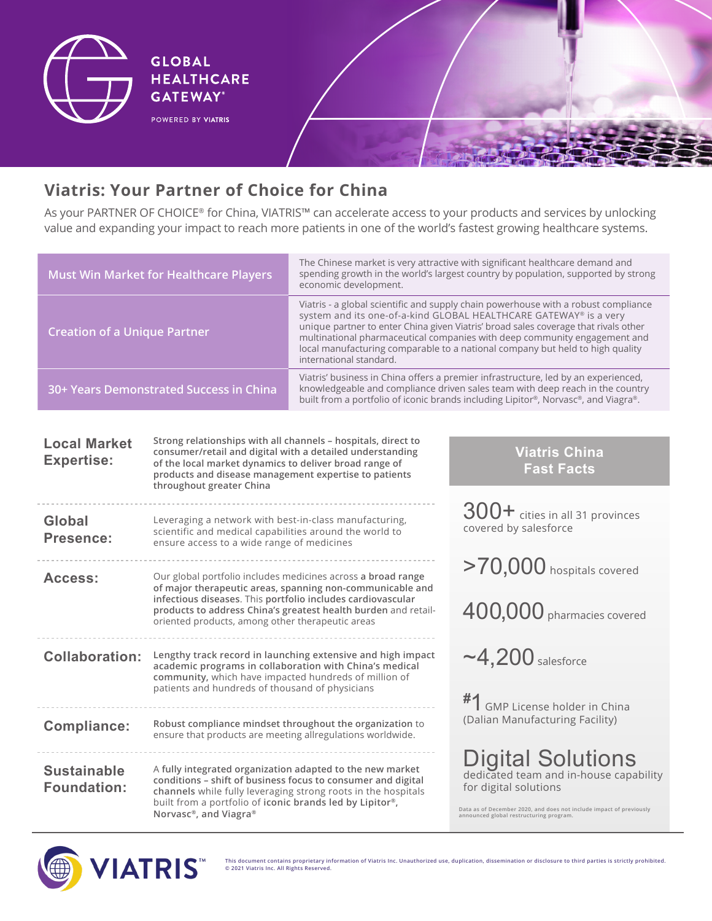GLOBAL HEALTHCARE GATEWAY®

POWERED BY VIATRIS

# Viatris: Your Partner of Choice for China

As your PARTNER OF CHOICE® for China, VIATRIS™ can accelerate access to your products and services by unlocking value and expanding your impact to reach more patients in one of the world's fastest growing healthcare systems.

| | |
|---|---|
| Must Win Market for Healthcare Players | The Chinese market is very attractive with significant healthcare demand and spending growth in the world's largest country by population, supported by strong economic development. |
| Creation of a Unique Partner | Viatris - a global scientific and supply chain powerhouse with a robust compliance system and its one-of-a-kind GLOBAL HEALTHCARE GATEWAY® is a very unique partner to enter China given Viatris' broad sales coverage that rivals other multinational pharmaceutical companies with deep community engagement and local manufacturing comparable to a national company but held to high quality international standard. |
| 30+ Years Demonstrated Success in China | Viatris' business in China offers a premier infrastructure, led by an experienced, knowledgeable and compliance driven sales team with deep reach in the country built from a portfolio of iconic brands including Lipitor®, Norvasc®, and Viagra®. |

**Local Market Expertise:** **Strong relationships with all channels – hospitals, direct to consumer/retail and digital with a detailed understanding of the local market dynamics to deliver broad range of products and disease management expertise to patients throughout greater China**

**Global Presence:** Leveraging a network with best-in-class manufacturing, scientific and medical capabilities around the world to ensure access to a wide range of medicines

**Access:** Our global portfolio includes medicines across **a broad range of major therapeutic areas, spanning non-communicable and infectious diseases**. This **portfolio includes cardiovascular products to address China's greatest health burden** and retail-oriented products, among other therapeutic areas

**Collaboration:** **Lengthy track record in launching extensive and high impact academic programs in collaboration with China's medical community,** which have impacted hundreds of million of patients and hundreds of thousand of physicians

**Compliance:** **Robust compliance mindset throughout the organization** to ensure that products are meeting allregulations worldwide.

**Sustainable Foundation:** A **fully integrated organization adapted to the new market conditions – shift of business focus to consumer and digital channels** while fully leveraging strong roots in the hospitals built from a portfolio of **iconic brands led by Lipitor®, Norvasc®, and Viagra®**

## Viatris China Fast Facts

**300+** cities in all 31 provinces covered by salesforce

**>70,000** hospitals covered

**400,000** pharmacies covered

**~4,200** salesforce

**#1** GMP License holder in China (Dalian Manufacturing Facility)

**Digital Solutions** dedicated team and in-house capability for digital solutions

Data as of December 2020, and does not include impact of previously announced global restructuring program.

VIATRIS™

This document contains proprietary information of Viatris Inc. Unauthorized use, duplication, dissemination or disclosure to third parties is strictly prohibited. © 2021 Viatris Inc. All Rights Reserved.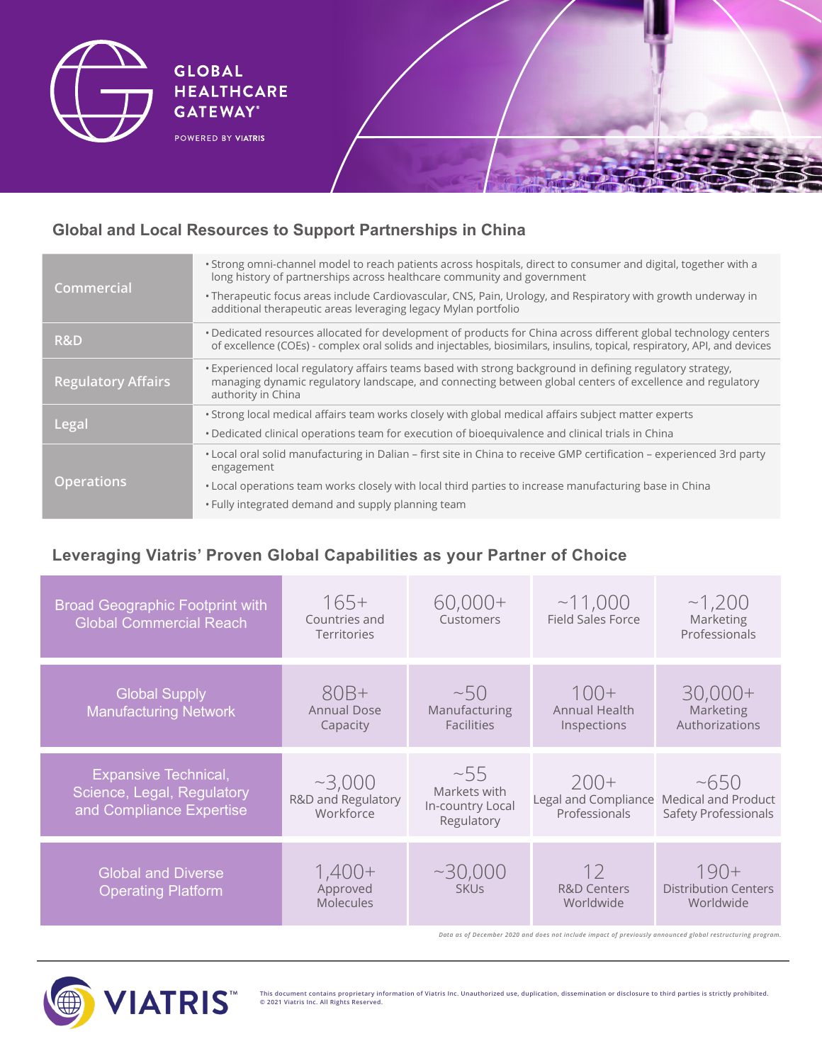GLOBAL HEALTHCARE GATEWAY®

POWERED BY VIATRIS

## Global and Local Resources to Support Partnerships in China

| | |
|---|---|
| Commercial | • Strong omni-channel model to reach patients across hospitals, direct to consumer and digital, together with a long history of partnerships across healthcare community and government<br>• Therapeutic focus areas include Cardiovascular, CNS, Pain, Urology, and Respiratory with growth underway in additional therapeutic areas leveraging legacy Mylan portfolio |
| R&D | • Dedicated resources allocated for development of products for China across different global technology centers of excellence (COEs) - complex oral solids and injectables, biosimilars, insulins, topical, respiratory, API, and devices |
| Regulatory Affairs | • Experienced local regulatory affairs teams based with strong background in defining regulatory strategy, managing dynamic regulatory landscape, and connecting between global centers of excellence and regulatory authority in China |
| Legal | • Strong local medical affairs team works closely with global medical affairs subject matter experts<br>• Dedicated clinical operations team for execution of bioequivalence and clinical trials in China |
| Operations | • Local oral solid manufacturing in Dalian – first site in China to receive GMP certification – experienced 3rd party engagement<br>• Local operations team works closely with local third parties to increase manufacturing base in China<br>• Fully integrated demand and supply planning team |

## Leveraging Viatris' Proven Global Capabilities as your Partner of Choice

| | | | | |
|---|---|---|---|---|
| Broad Geographic Footprint with Global Commercial Reach | 165+ Countries and Territories | 60,000+ Customers | ~11,000 Field Sales Force | ~1,200 Marketing Professionals |
| Global Supply Manufacturing Network | 80B+ Annual Dose Capacity | ~50 Manufacturing Facilities | 100+ Annual Health Inspections | 30,000+ Marketing Authorizations |
| Expansive Technical, Science, Legal, Regulatory and Compliance Expertise | ~3,000 R&D and Regulatory Workforce | ~55 Markets with In-country Local Regulatory | 200+ Legal and Compliance Professionals | ~650 Medical and Product Safety Professionals |
| Global and Diverse Operating Platform | 1,400+ Approved Molecules | ~30,000 SKUs | 12 R&D Centers Worldwide | 190+ Distribution Centers Worldwide |

*Data as of December 2020 and does not include impact of previously announced global restructuring program.*

VIATRIS™

This document contains proprietary information of Viatris Inc. Unauthorized use, duplication, dissemination or disclosure to third parties is strictly prohibited.
© 2021 Viatris Inc. All Rights Reserved.